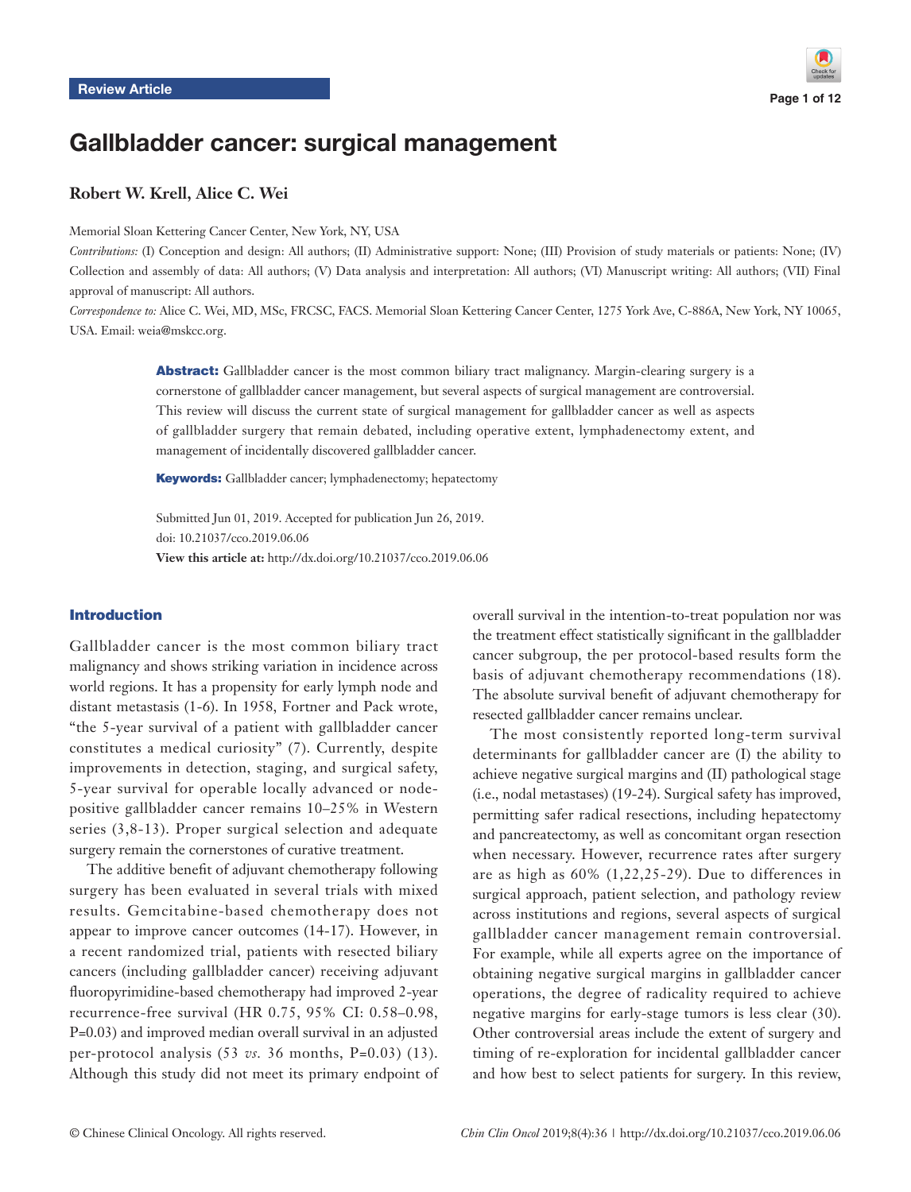Review Article

# Gallbladder cancer: surgical management

**Robert W. Krell, Alice C. Wei**

Memorial Sloan Kettering Cancer Center, New York, NY, USA

*Contributions:* (I) Conception and design: All authors; (II) Administrative support: None; (III) Provision of study materials or patients: None; (IV) Collection and assembly of data: All authors; (V) Data analysis and interpretation: All authors; (VI) Manuscript writing: All authors; (VII) Final approval of manuscript: All authors.

*Correspondence to:* Alice C. Wei, MD, MSc, FRCSC, FACS. Memorial Sloan Kettering Cancer Center, 1275 York Ave, C-886A, New York, NY 10065, USA. Email: weia@mskcc.org.

**Abstract:** Gallbladder cancer is the most common biliary tract malignancy. Margin-clearing surgery is a cornerstone of gallbladder cancer management, but several aspects of surgical management are controversial. This review will discuss the current state of surgical management for gallbladder cancer as well as aspects of gallbladder surgery that remain debated, including operative extent, lymphadenectomy extent, and management of incidentally discovered gallbladder cancer.

**Keywords:** Gallbladder cancer; lymphadenectomy; hepatectomy

Submitted Jun 01, 2019. Accepted for publication Jun 26, 2019.
doi: 10.21037/cco.2019.06.06
**View this article at:** http://dx.doi.org/10.21037/cco.2019.06.06

## Introduction

Gallbladder cancer is the most common biliary tract malignancy and shows striking variation in incidence across world regions. It has a propensity for early lymph node and distant metastasis (1-6). In 1958, Fortner and Pack wrote, "the 5-year survival of a patient with gallbladder cancer constitutes a medical curiosity" (7). Currently, despite improvements in detection, staging, and surgical safety, 5-year survival for operable locally advanced or node-positive gallbladder cancer remains 10–25% in Western series (3,8-13). Proper surgical selection and adequate surgery remain the cornerstones of curative treatment.

The additive benefit of adjuvant chemotherapy following surgery has been evaluated in several trials with mixed results. Gemcitabine-based chemotherapy does not appear to improve cancer outcomes (14-17). However, in a recent randomized trial, patients with resected biliary cancers (including gallbladder cancer) receiving adjuvant fluoropyrimidine-based chemotherapy had improved 2-year recurrence-free survival (HR 0.75, 95% CI: 0.58–0.98, P=0.03) and improved median overall survival in an adjusted per-protocol analysis (53 *vs.* 36 months, P=0.03) (13). Although this study did not meet its primary endpoint of overall survival in the intention-to-treat population nor was the treatment effect statistically significant in the gallbladder cancer subgroup, the per protocol-based results form the basis of adjuvant chemotherapy recommendations (18). The absolute survival benefit of adjuvant chemotherapy for resected gallbladder cancer remains unclear.

The most consistently reported long-term survival determinants for gallbladder cancer are (I) the ability to achieve negative surgical margins and (II) pathological stage (i.e., nodal metastases) (19-24). Surgical safety has improved, permitting safer radical resections, including hepatectomy and pancreatectomy, as well as concomitant organ resection when necessary. However, recurrence rates after surgery are as high as 60% (1,22,25-29). Due to differences in surgical approach, patient selection, and pathology review across institutions and regions, several aspects of surgical gallbladder cancer management remain controversial. For example, while all experts agree on the importance of obtaining negative surgical margins in gallbladder cancer operations, the degree of radicality required to achieve negative margins for early-stage tumors is less clear (30). Other controversial areas include the extent of surgery and timing of re-exploration for incidental gallbladder cancer and how best to select patients for surgery. In this review,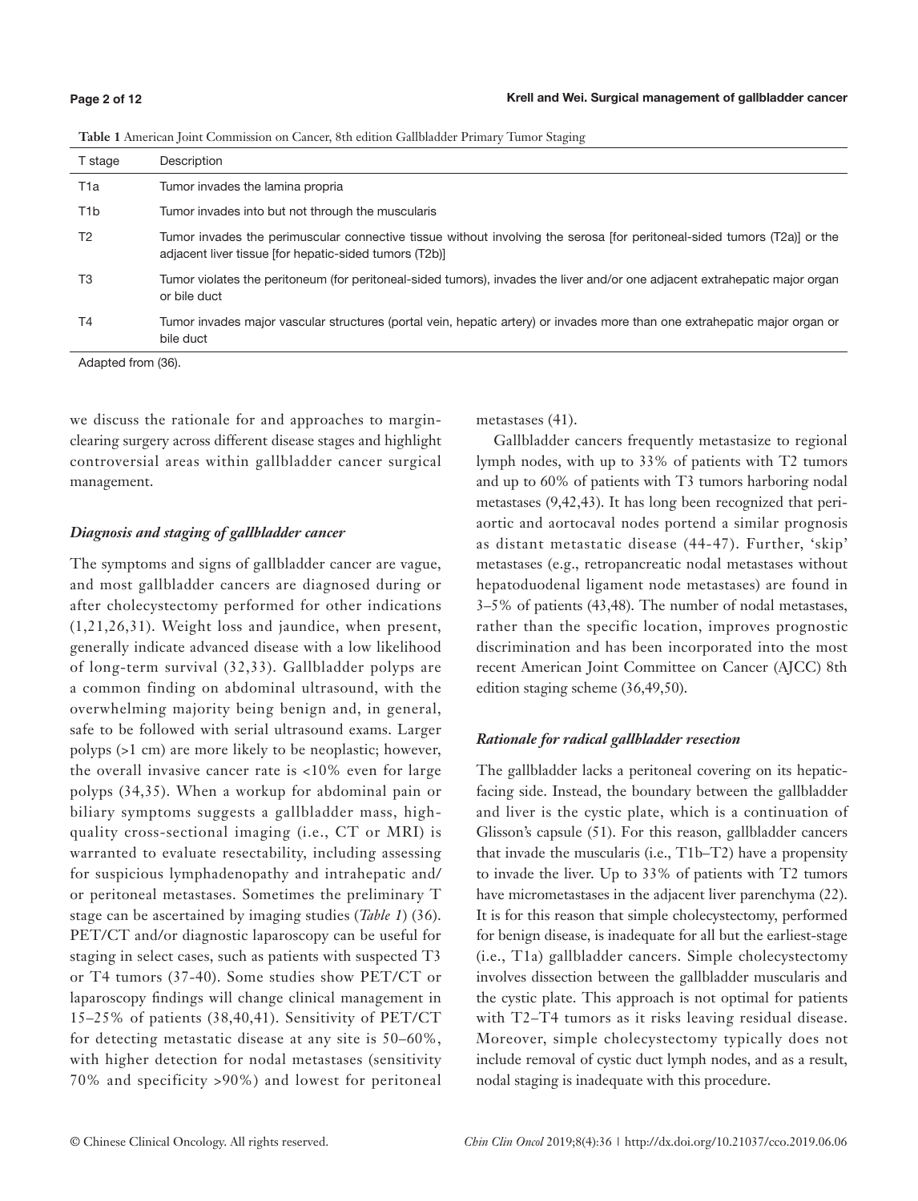**Table 1** American Joint Commission on Cancer, 8th edition Gallbladder Primary Tumor Staging

| T stage | Description |
|---|---|
| T1a | Tumor invades the lamina propria |
| T1b | Tumor invades into but not through the muscularis |
| T2 | Tumor invades the perimuscular connective tissue without involving the serosa [for peritoneal-sided tumors (T2a)] or the adjacent liver tissue [for hepatic-sided tumors (T2b)] |
| T3 | Tumor violates the peritoneum (for peritoneal-sided tumors), invades the liver and/or one adjacent extrahepatic major organ or bile duct |
| T4 | Tumor invades major vascular structures (portal vein, hepatic artery) or invades more than one extrahepatic major organ or bile duct |

Adapted from (36).

we discuss the rationale for and approaches to margin-clearing surgery across different disease stages and highlight controversial areas within gallbladder cancer surgical management.

### *Diagnosis and staging of gallbladder cancer*

The symptoms and signs of gallbladder cancer are vague, and most gallbladder cancers are diagnosed during or after cholecystectomy performed for other indications (1,21,26,31). Weight loss and jaundice, when present, generally indicate advanced disease with a low likelihood of long-term survival (32,33). Gallbladder polyps are a common finding on abdominal ultrasound, with the overwhelming majority being benign and, in general, safe to be followed with serial ultrasound exams. Larger polyps (>1 cm) are more likely to be neoplastic; however, the overall invasive cancer rate is <10% even for large polyps (34,35). When a workup for abdominal pain or biliary symptoms suggests a gallbladder mass, high-quality cross-sectional imaging (i.e., CT or MRI) is warranted to evaluate resectability, including assessing for suspicious lymphadenopathy and intrahepatic and/or peritoneal metastases. Sometimes the preliminary T stage can be ascertained by imaging studies (*Table 1*) (36). PET/CT and/or diagnostic laparoscopy can be useful for staging in select cases, such as patients with suspected T3 or T4 tumors (37-40). Some studies show PET/CT or laparoscopy findings will change clinical management in 15–25% of patients (38,40,41). Sensitivity of PET/CT for detecting metastatic disease at any site is 50–60%, with higher detection for nodal metastases (sensitivity 70% and specificity >90%) and lowest for peritoneal metastases (41).

Gallbladder cancers frequently metastasize to regional lymph nodes, with up to 33% of patients with T2 tumors and up to 60% of patients with T3 tumors harboring nodal metastases (9,42,43). It has long been recognized that peri-aortic and aortocaval nodes portend a similar prognosis as distant metastatic disease (44-47). Further, 'skip' metastases (e.g., retropancreatic nodal metastases without hepatoduodenal ligament node metastases) are found in 3–5% of patients (43,48). The number of nodal metastases, rather than the specific location, improves prognostic discrimination and has been incorporated into the most recent American Joint Committee on Cancer (AJCC) 8th edition staging scheme (36,49,50).

### *Rationale for radical gallbladder resection*

The gallbladder lacks a peritoneal covering on its hepatic-facing side. Instead, the boundary between the gallbladder and liver is the cystic plate, which is a continuation of Glisson's capsule (51). For this reason, gallbladder cancers that invade the muscularis (i.e., T1b–T2) have a propensity to invade the liver. Up to 33% of patients with T2 tumors have micrometastases in the adjacent liver parenchyma (22). It is for this reason that simple cholecystectomy, performed for benign disease, is inadequate for all but the earliest-stage (i.e., T1a) gallbladder cancers. Simple cholecystectomy involves dissection between the gallbladder muscularis and the cystic plate. This approach is not optimal for patients with T2–T4 tumors as it risks leaving residual disease. Moreover, simple cholecystectomy typically does not include removal of cystic duct lymph nodes, and as a result, nodal staging is inadequate with this procedure.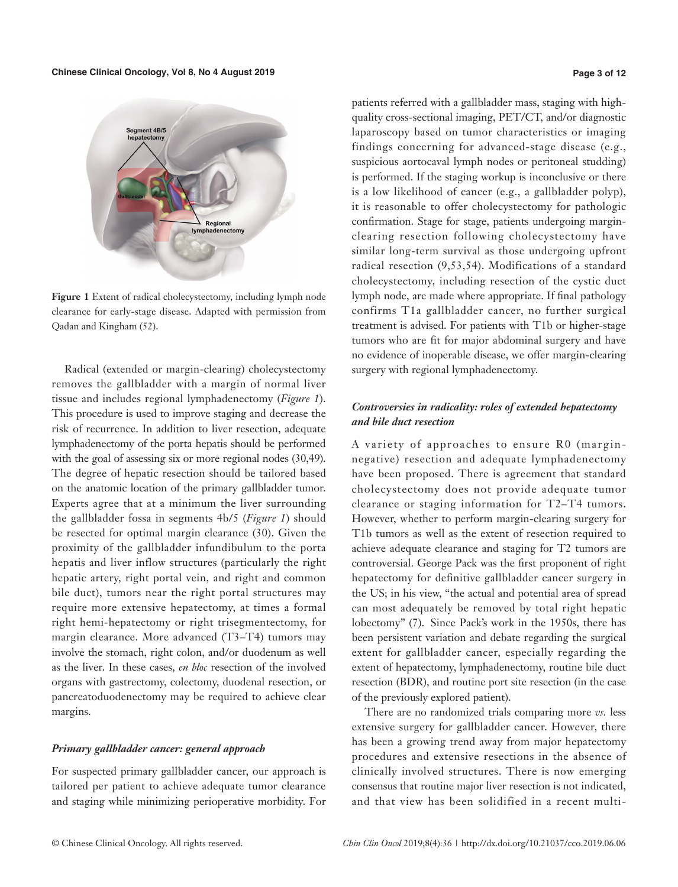**Figure 1** Extent of radical cholecystectomy, including lymph node clearance for early-stage disease. Adapted with permission from Qadan and Kingham (52).

Radical (extended or margin-clearing) cholecystectomy removes the gallbladder with a margin of normal liver tissue and includes regional lymphadenectomy (*Figure 1*). This procedure is used to improve staging and decrease the risk of recurrence. In addition to liver resection, adequate lymphadenectomy of the porta hepatis should be performed with the goal of assessing six or more regional nodes (30,49). The degree of hepatic resection should be tailored based on the anatomic location of the primary gallbladder tumor. Experts agree that at a minimum the liver surrounding the gallbladder fossa in segments 4b/5 (*Figure 1*) should be resected for optimal margin clearance (30). Given the proximity of the gallbladder infundibulum to the porta hepatis and liver inflow structures (particularly the right hepatic artery, right portal vein, and right and common bile duct), tumors near the right portal structures may require more extensive hepatectomy, at times a formal right hemi-hepatectomy or right trisegmentectomy, for margin clearance. More advanced (T3–T4) tumors may involve the stomach, right colon, and/or duodenum as well as the liver. In these cases, *en bloc* resection of the involved organs with gastrectomy, colectomy, duodenal resection, or pancreatoduodenectomy may be required to achieve clear margins.

### *Primary gallbladder cancer: general approach*

For suspected primary gallbladder cancer, our approach is tailored per patient to achieve adequate tumor clearance and staging while minimizing perioperative morbidity. For patients referred with a gallbladder mass, staging with high-quality cross-sectional imaging, PET/CT, and/or diagnostic laparoscopy based on tumor characteristics or imaging findings concerning for advanced-stage disease (e.g., suspicious aortocaval lymph nodes or peritoneal studding) is performed. If the staging workup is inconclusive or there is a low likelihood of cancer (e.g., a gallbladder polyp), it is reasonable to offer cholecystectomy for pathologic confirmation. Stage for stage, patients undergoing margin-clearing resection following cholecystectomy have similar long-term survival as those undergoing upfront radical resection (9,53,54). Modifications of a standard cholecystectomy, including resection of the cystic duct lymph node, are made where appropriate. If final pathology confirms T1a gallbladder cancer, no further surgical treatment is advised. For patients with T1b or higher-stage tumors who are fit for major abdominal surgery and have no evidence of inoperable disease, we offer margin-clearing surgery with regional lymphadenectomy.

### *Controversies in radicality: roles of extended hepatectomy and bile duct resection*

A variety of approaches to ensure R0 (margin-negative) resection and adequate lymphadenectomy have been proposed. There is agreement that standard cholecystectomy does not provide adequate tumor clearance or staging information for T2–T4 tumors. However, whether to perform margin-clearing surgery for T1b tumors as well as the extent of resection required to achieve adequate clearance and staging for T2 tumors are controversial. George Pack was the first proponent of right hepatectomy for definitive gallbladder cancer surgery in the US; in his view, "the actual and potential area of spread can most adequately be removed by total right hepatic lobectomy" (7). Since Pack's work in the 1950s, there has been persistent variation and debate regarding the surgical extent for gallbladder cancer, especially regarding the extent of hepatectomy, lymphadenectomy, routine bile duct resection (BDR), and routine port site resection (in the case of the previously explored patient).

There are no randomized trials comparing more *vs.* less extensive surgery for gallbladder cancer. However, there has been a growing trend away from major hepatectomy procedures and extensive resections in the absence of clinically involved structures. There is now emerging consensus that routine major liver resection is not indicated, and that view has been solidified in a recent multi-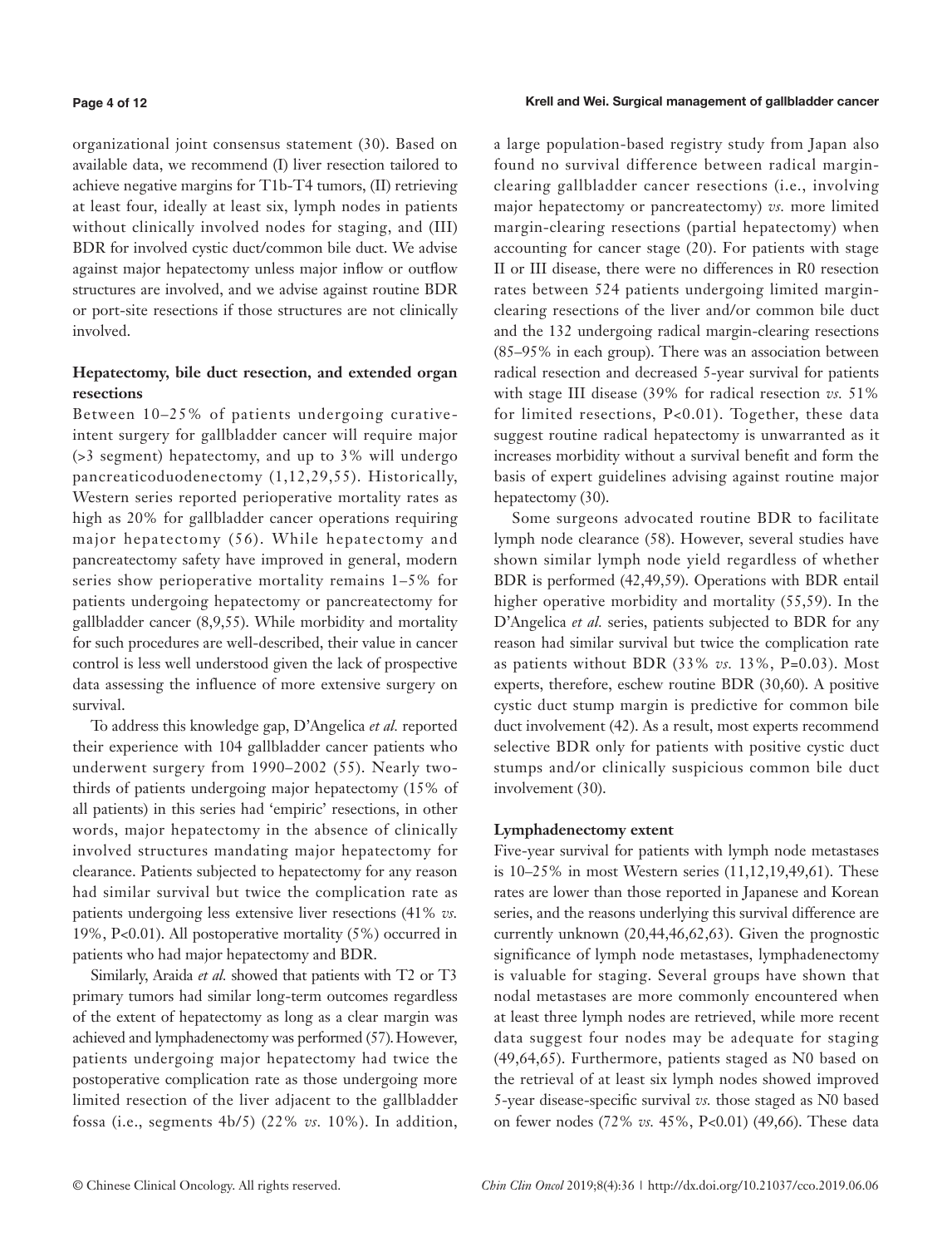organizational joint consensus statement (30). Based on available data, we recommend (I) liver resection tailored to achieve negative margins for T1b-T4 tumors, (II) retrieving at least four, ideally at least six, lymph nodes in patients without clinically involved nodes for staging, and (III) BDR for involved cystic duct/common bile duct. We advise against major hepatectomy unless major inflow or outflow structures are involved, and we advise against routine BDR or port-site resections if those structures are not clinically involved.

### Hepatectomy, bile duct resection, and extended organ resections

Between 10–25% of patients undergoing curative-intent surgery for gallbladder cancer will require major (>3 segment) hepatectomy, and up to 3% will undergo pancreaticoduodenectomy (1,12,29,55). Historically, Western series reported perioperative mortality rates as high as 20% for gallbladder cancer operations requiring major hepatectomy (56). While hepatectomy and pancreatectomy safety have improved in general, modern series show perioperative mortality remains 1–5% for patients undergoing hepatectomy or pancreatectomy for gallbladder cancer (8,9,55). While morbidity and mortality for such procedures are well-described, their value in cancer control is less well understood given the lack of prospective data assessing the influence of more extensive surgery on survival.

To address this knowledge gap, D'Angelica *et al.* reported their experience with 104 gallbladder cancer patients who underwent surgery from 1990–2002 (55). Nearly two-thirds of patients undergoing major hepatectomy (15% of all patients) in this series had 'empiric' resections, in other words, major hepatectomy in the absence of clinically involved structures mandating major hepatectomy for clearance. Patients subjected to hepatectomy for any reason had similar survival but twice the complication rate as patients undergoing less extensive liver resections (41% *vs.* 19%, P<0.01). All postoperative mortality (5%) occurred in patients who had major hepatectomy and BDR.

Similarly, Araida *et al.* showed that patients with T2 or T3 primary tumors had similar long-term outcomes regardless of the extent of hepatectomy as long as a clear margin was achieved and lymphadenectomy was performed (57). However, patients undergoing major hepatectomy had twice the postoperative complication rate as those undergoing more limited resection of the liver adjacent to the gallbladder fossa (i.e., segments 4b/5) (22% *vs.* 10%). In addition, a large population-based registry study from Japan also found no survival difference between radical margin-clearing gallbladder cancer resections (i.e., involving major hepatectomy or pancreatectomy) *vs.* more limited margin-clearing resections (partial hepatectomy) when accounting for cancer stage (20). For patients with stage II or III disease, there were no differences in R0 resection rates between 524 patients undergoing limited margin-clearing resections of the liver and/or common bile duct and the 132 undergoing radical margin-clearing resections (85–95% in each group). There was an association between radical resection and decreased 5-year survival for patients with stage III disease (39% for radical resection *vs.* 51% for limited resections, P<0.01). Together, these data suggest routine radical hepatectomy is unwarranted as it increases morbidity without a survival benefit and form the basis of expert guidelines advising against routine major hepatectomy (30).

Some surgeons advocated routine BDR to facilitate lymph node clearance (58). However, several studies have shown similar lymph node yield regardless of whether BDR is performed (42,49,59). Operations with BDR entail higher operative morbidity and mortality (55,59). In the D'Angelica *et al.* series, patients subjected to BDR for any reason had similar survival but twice the complication rate as patients without BDR (33% *vs.* 13%, P=0.03). Most experts, therefore, eschew routine BDR (30,60). A positive cystic duct stump margin is predictive for common bile duct involvement (42). As a result, most experts recommend selective BDR only for patients with positive cystic duct stumps and/or clinically suspicious common bile duct involvement (30).

### Lymphadenectomy extent

Five-year survival for patients with lymph node metastases is 10–25% in most Western series (11,12,19,49,61). These rates are lower than those reported in Japanese and Korean series, and the reasons underlying this survival difference are currently unknown (20,44,46,62,63). Given the prognostic significance of lymph node metastases, lymphadenectomy is valuable for staging. Several groups have shown that nodal metastases are more commonly encountered when at least three lymph nodes are retrieved, while more recent data suggest four nodes may be adequate for staging (49,64,65). Furthermore, patients staged as N0 based on the retrieval of at least six lymph nodes showed improved 5-year disease-specific survival *vs.* those staged as N0 based on fewer nodes (72% *vs.* 45%, P<0.01) (49,66). These data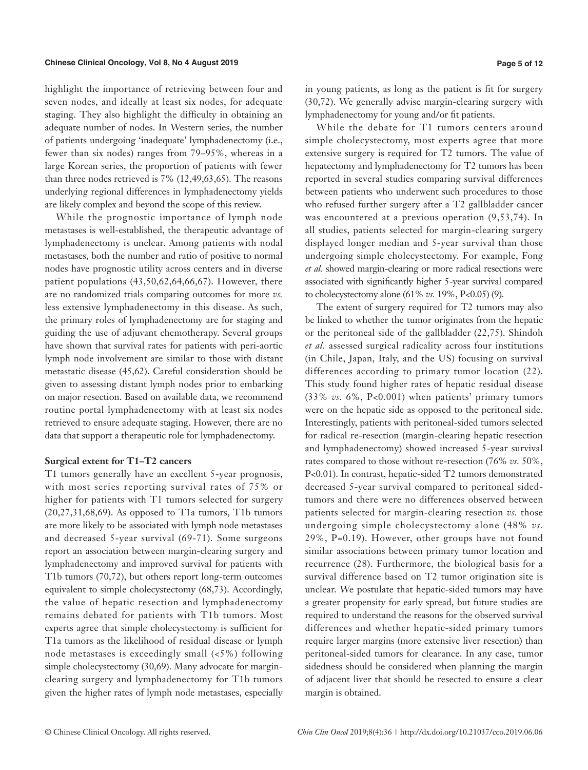highlight the importance of retrieving between four and seven nodes, and ideally at least six nodes, for adequate staging. They also highlight the difficulty in obtaining an adequate number of nodes. In Western series, the number of patients undergoing 'inadequate' lymphadenectomy (i.e., fewer than six nodes) ranges from 79–95%, whereas in a large Korean series, the proportion of patients with fewer than three nodes retrieved is 7% (12,49,63,65). The reasons underlying regional differences in lymphadenectomy yields are likely complex and beyond the scope of this review.

While the prognostic importance of lymph node metastases is well-established, the therapeutic advantage of lymphadenectomy is unclear. Among patients with nodal metastases, both the number and ratio of positive to normal nodes have prognostic utility across centers and in diverse patient populations (43,50,62,64,66,67). However, there are no randomized trials comparing outcomes for more *vs.* less extensive lymphadenectomy in this disease. As such, the primary roles of lymphadenectomy are for staging and guiding the use of adjuvant chemotherapy. Several groups have shown that survival rates for patients with peri-aortic lymph node involvement are similar to those with distant metastatic disease (45,62). Careful consideration should be given to assessing distant lymph nodes prior to embarking on major resection. Based on available data, we recommend routine portal lymphadenectomy with at least six nodes retrieved to ensure adequate staging. However, there are no data that support a therapeutic role for lymphadenectomy.

**Surgical extent for T1–T2 cancers**

T1 tumors generally have an excellent 5-year prognosis, with most series reporting survival rates of 75% or higher for patients with T1 tumors selected for surgery (20,27,31,68,69). As opposed to T1a tumors, T1b tumors are more likely to be associated with lymph node metastases and decreased 5-year survival (69-71). Some surgeons report an association between margin-clearing surgery and lymphadenectomy and improved survival for patients with T1b tumors (70,72), but others report long-term outcomes equivalent to simple cholecystectomy (68,73). Accordingly, the value of hepatic resection and lymphadenectomy remains debated for patients with T1b tumors. Most experts agree that simple cholecystectomy is sufficient for T1a tumors as the likelihood of residual disease or lymph node metastases is exceedingly small (<5%) following simple cholecystectomy (30,69). Many advocate for margin-clearing surgery and lymphadenectomy for T1b tumors given the higher rates of lymph node metastases, especially in young patients, as long as the patient is fit for surgery (30,72). We generally advise margin-clearing surgery with lymphadenectomy for young and/or fit patients.

While the debate for T1 tumors centers around simple cholecystectomy, most experts agree that more extensive surgery is required for T2 tumors. The value of hepatectomy and lymphadenectomy for T2 tumors has been reported in several studies comparing survival differences between patients who underwent such procedures to those who refused further surgery after a T2 gallbladder cancer was encountered at a previous operation (9,53,74). In all studies, patients selected for margin-clearing surgery displayed longer median and 5-year survival than those undergoing simple cholecystectomy. For example, Fong *et al.* showed margin-clearing or more radical resections were associated with significantly higher 5-year survival compared to cholecystectomy alone (61% *vs.* 19%, $P<0.05$) (9).

The extent of surgery required for T2 tumors may also be linked to whether the tumor originates from the hepatic or the peritoneal side of the gallbladder (22,75). Shindoh *et al.* assessed surgical radicality across four institutions (in Chile, Japan, Italy, and the US) focusing on survival differences according to primary tumor location (22). This study found higher rates of hepatic residual disease (33% *vs.* 6%, $P<0.001$) when patients' primary tumors were on the hepatic side as opposed to the peritoneal side. Interestingly, patients with peritoneal-sided tumors selected for radical re-resection (margin-clearing hepatic resection and lymphadenectomy) showed increased 5-year survival rates compared to those without re-resection (76% *vs.* 50%, $P<0.01$). In contrast, hepatic-sided T2 tumors demonstrated decreased 5-year survival compared to peritoneal sided-tumors and there were no differences observed between patients selected for margin-clearing resection *vs.* those undergoing simple cholecystectomy alone (48% *vs.* 29%, $P=0.19$). However, other groups have not found similar associations between primary tumor location and recurrence (28). Furthermore, the biological basis for a survival difference based on T2 tumor origination site is unclear. We postulate that hepatic-sided tumors may have a greater propensity for early spread, but future studies are required to understand the reasons for the observed survival differences and whether hepatic-sided primary tumors require larger margins (more extensive liver resection) than peritoneal-sided tumors for clearance. In any case, tumor sidedness should be considered when planning the margin of adjacent liver that should be resected to ensure a clear margin is obtained.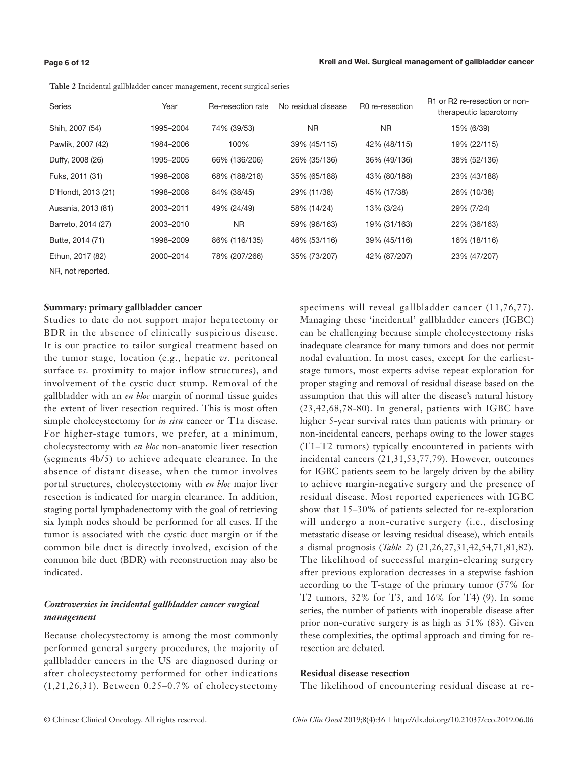**Table 2** Incidental gallbladder cancer management, recent surgical series

| Series | Year | Re-resection rate | No residual disease | R0 re-resection | R1 or R2 re-resection or non-therapeutic laparotomy |
|---|---|---|---|---|---|
| Shih, 2007 (54) | 1995–2004 | 74% (39/53) | NR | NR | 15% (6/39) |
| Pawlik, 2007 (42) | 1984–2006 | 100% | 39% (45/115) | 42% (48/115) | 19% (22/115) |
| Duffy, 2008 (26) | 1995–2005 | 66% (136/206) | 26% (35/136) | 36% (49/136) | 38% (52/136) |
| Fuks, 2011 (31) | 1998–2008 | 68% (188/218) | 35% (65/188) | 43% (80/188) | 23% (43/188) |
| D'Hondt, 2013 (21) | 1998–2008 | 84% (38/45) | 29% (11/38) | 45% (17/38) | 26% (10/38) |
| Ausania, 2013 (81) | 2003–2011 | 49% (24/49) | 58% (14/24) | 13% (3/24) | 29% (7/24) |
| Barreto, 2014 (27) | 2003–2010 | NR | 59% (96/163) | 19% (31/163) | 22% (36/163) |
| Butte, 2014 (71) | 1998–2009 | 86% (116/135) | 46% (53/116) | 39% (45/116) | 16% (18/116) |
| Ethun, 2017 (82) | 2000–2014 | 78% (207/266) | 35% (73/207) | 42% (87/207) | 23% (47/207) |

NR, not reported.

**Summary: primary gallbladder cancer**

Studies to date do not support major hepatectomy or BDR in the absence of clinically suspicious disease. It is our practice to tailor surgical treatment based on the tumor stage, location (e.g., hepatic *vs.* peritoneal surface *vs.* proximity to major inflow structures), and involvement of the cystic duct stump. Removal of the gallbladder with an *en bloc* margin of normal tissue guides the extent of liver resection required. This is most often simple cholecystectomy for *in situ* cancer or T1a disease. For higher-stage tumors, we prefer, at a minimum, cholecystectomy with *en bloc* non-anatomic liver resection (segments 4b/5) to achieve adequate clearance. In the absence of distant disease, when the tumor involves portal structures, cholecystectomy with *en bloc* major liver resection is indicated for margin clearance. In addition, staging portal lymphadenectomy with the goal of retrieving six lymph nodes should be performed for all cases. If the tumor is associated with the cystic duct margin or if the common bile duct is directly involved, excision of the common bile duct (BDR) with reconstruction may also be indicated.

### *Controversies in incidental gallbladder cancer surgical management*

Because cholecystectomy is among the most commonly performed general surgery procedures, the majority of gallbladder cancers in the US are diagnosed during or after cholecystectomy performed for other indications (1,21,26,31). Between 0.25–0.7% of cholecystectomy specimens will reveal gallbladder cancer (11,76,77). Managing these 'incidental' gallbladder cancers (IGBC) can be challenging because simple cholecystectomy risks inadequate clearance for many tumors and does not permit nodal evaluation. In most cases, except for the earliest-stage tumors, most experts advise repeat exploration for proper staging and removal of residual disease based on the assumption that this will alter the disease's natural history (23,42,68,78-80). In general, patients with IGBC have higher 5-year survival rates than patients with primary or non-incidental cancers, perhaps owing to the lower stages (T1–T2 tumors) typically encountered in patients with incidental cancers (21,31,53,77,79). However, outcomes for IGBC patients seem to be largely driven by the ability to achieve margin-negative surgery and the presence of residual disease. Most reported experiences with IGBC show that 15–30% of patients selected for re-exploration will undergo a non-curative surgery (i.e., disclosing metastatic disease or leaving residual disease), which entails a dismal prognosis (*Table 2*) (21,26,27,31,42,54,71,81,82). The likelihood of successful margin-clearing surgery after previous exploration decreases in a stepwise fashion according to the T-stage of the primary tumor (57% for T2 tumors, 32% for T3, and 16% for T4) (9). In some series, the number of patients with inoperable disease after prior non-curative surgery is as high as 51% (83). Given these complexities, the optimal approach and timing for re-resection are debated.

**Residual disease resection**

The likelihood of encountering residual disease at re-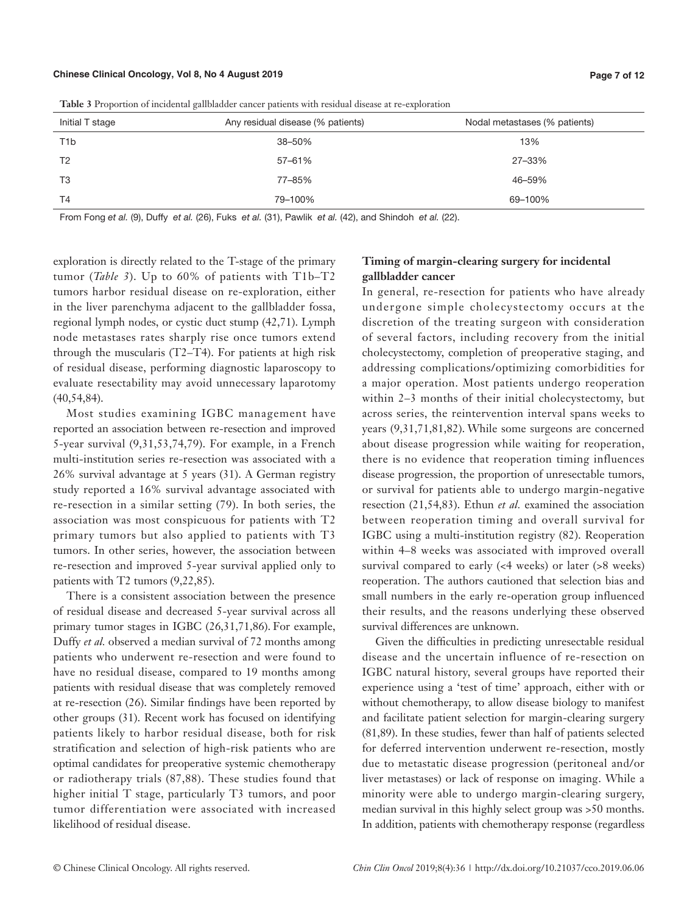**Table 3** Proportion of incidental gallbladder cancer patients with residual disease at re-exploration

| Initial T stage | Any residual disease (% patients) | Nodal metastases (% patients) |
|---|---|---|
| T1b | 38–50% | 13% |
| T2 | 57–61% | 27–33% |
| T3 | 77–85% | 46–59% |
| T4 | 79–100% | 69–100% |

From Fong *et al.* (9), Duffy *et al.* (26), Fuks *et al.* (31), Pawlik *et al.* (42), and Shindoh *et al.* (22).

exploration is directly related to the T-stage of the primary tumor (*Table 3*). Up to 60% of patients with T1b–T2 tumors harbor residual disease on re-exploration, either in the liver parenchyma adjacent to the gallbladder fossa, regional lymph nodes, or cystic duct stump (42,71). Lymph node metastases rates sharply rise once tumors extend through the muscularis (T2–T4). For patients at high risk of residual disease, performing diagnostic laparoscopy to evaluate resectability may avoid unnecessary laparotomy (40,54,84).

Most studies examining IGBC management have reported an association between re-resection and improved 5-year survival (9,31,53,74,79). For example, in a French multi-institution series re-resection was associated with a 26% survival advantage at 5 years (31). A German registry study reported a 16% survival advantage associated with re-resection in a similar setting (79). In both series, the association was most conspicuous for patients with T2 primary tumors but also applied to patients with T3 tumors. In other series, however, the association between re-resection and improved 5-year survival applied only to patients with T2 tumors (9,22,85).

There is a consistent association between the presence of residual disease and decreased 5-year survival across all primary tumor stages in IGBC (26,31,71,86). For example, Duffy *et al.* observed a median survival of 72 months among patients who underwent re-resection and were found to have no residual disease, compared to 19 months among patients with residual disease that was completely removed at re-resection (26). Similar findings have been reported by other groups (31). Recent work has focused on identifying patients likely to harbor residual disease, both for risk stratification and selection of high-risk patients who are optimal candidates for preoperative systemic chemotherapy or radiotherapy trials (87,88). These studies found that higher initial T stage, particularly T3 tumors, and poor tumor differentiation were associated with increased likelihood of residual disease.

### Timing of margin-clearing surgery for incidental gallbladder cancer

In general, re-resection for patients who have already undergone simple cholecystectomy occurs at the discretion of the treating surgeon with consideration of several factors, including recovery from the initial cholecystectomy, completion of preoperative staging, and addressing complications/optimizing comorbidities for a major operation. Most patients undergo reoperation within 2–3 months of their initial cholecystectomy, but across series, the reintervention interval spans weeks to years (9,31,71,81,82). While some surgeons are concerned about disease progression while waiting for reoperation, there is no evidence that reoperation timing influences disease progression, the proportion of unresectable tumors, or survival for patients able to undergo margin-negative resection (21,54,83). Ethun *et al.* examined the association between reoperation timing and overall survival for IGBC using a multi-institution registry (82). Reoperation within 4–8 weeks was associated with improved overall survival compared to early (<4 weeks) or later (>8 weeks) reoperation. The authors cautioned that selection bias and small numbers in the early re-operation group influenced their results, and the reasons underlying these observed survival differences are unknown.

Given the difficulties in predicting unresectable residual disease and the uncertain influence of re-resection on IGBC natural history, several groups have reported their experience using a 'test of time' approach, either with or without chemotherapy, to allow disease biology to manifest and facilitate patient selection for margin-clearing surgery (81,89). In these studies, fewer than half of patients selected for deferred intervention underwent re-resection, mostly due to metastatic disease progression (peritoneal and/or liver metastases) or lack of response on imaging. While a minority were able to undergo margin-clearing surgery, median survival in this highly select group was >50 months. In addition, patients with chemotherapy response (regardless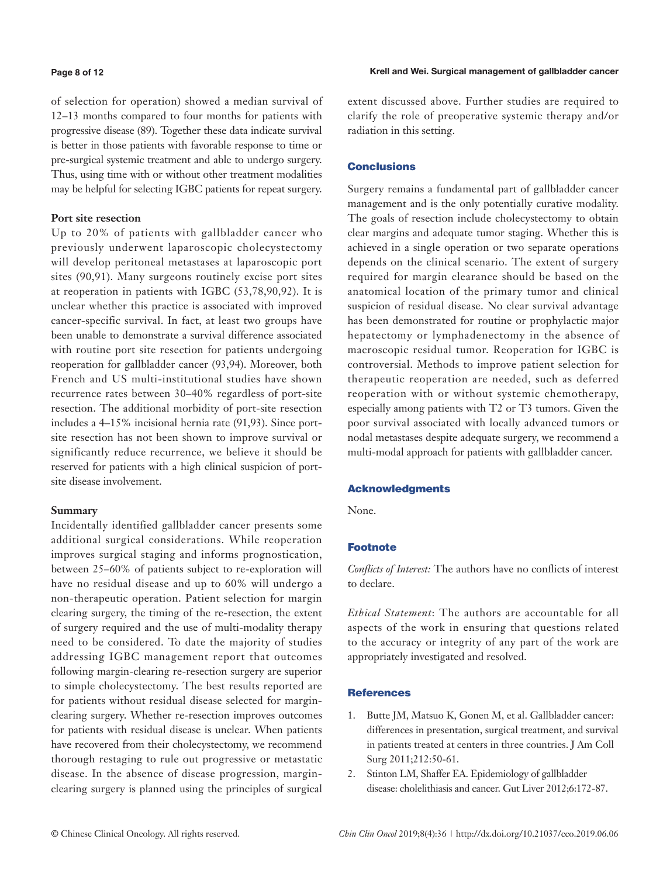of selection for operation) showed a median survival of 12–13 months compared to four months for patients with progressive disease (89). Together these data indicate survival is better in those patients with favorable response to time or pre-surgical systemic treatment and able to undergo surgery. Thus, using time with or without other treatment modalities may be helpful for selecting IGBC patients for repeat surgery.

### Port site resection

Up to 20% of patients with gallbladder cancer who previously underwent laparoscopic cholecystectomy will develop peritoneal metastases at laparoscopic port sites (90,91). Many surgeons routinely excise port sites at reoperation in patients with IGBC (53,78,90,92). It is unclear whether this practice is associated with improved cancer-specific survival. In fact, at least two groups have been unable to demonstrate a survival difference associated with routine port site resection for patients undergoing reoperation for gallbladder cancer (93,94). Moreover, both French and US multi-institutional studies have shown recurrence rates between 30–40% regardless of port-site resection. The additional morbidity of port-site resection includes a 4–15% incisional hernia rate (91,93). Since port-site resection has not been shown to improve survival or significantly reduce recurrence, we believe it should be reserved for patients with a high clinical suspicion of port-site disease involvement.

### Summary

Incidentally identified gallbladder cancer presents some additional surgical considerations. While reoperation improves surgical staging and informs prognostication, between 25–60% of patients subject to re-exploration will have no residual disease and up to 60% will undergo a non-therapeutic operation. Patient selection for margin clearing surgery, the timing of the re-resection, the extent of surgery required and the use of multi-modality therapy need to be considered. To date the majority of studies addressing IGBC management report that outcomes following margin-clearing re-resection surgery are superior to simple cholecystectomy. The best results reported are for patients without residual disease selected for margin-clearing surgery. Whether re-resection improves outcomes for patients with residual disease is unclear. When patients have recovered from their cholecystectomy, we recommend thorough restaging to rule out progressive or metastatic disease. In the absence of disease progression, margin-clearing surgery is planned using the principles of surgical extent discussed above. Further studies are required to clarify the role of preoperative systemic therapy and/or radiation in this setting.

## Conclusions

Surgery remains a fundamental part of gallbladder cancer management and is the only potentially curative modality. The goals of resection include cholecystectomy to obtain clear margins and adequate tumor staging. Whether this is achieved in a single operation or two separate operations depends on the clinical scenario. The extent of surgery required for margin clearance should be based on the anatomical location of the primary tumor and clinical suspicion of residual disease. No clear survival advantage has been demonstrated for routine or prophylactic major hepatectomy or lymphadenectomy in the absence of macroscopic residual tumor. Reoperation for IGBC is controversial. Methods to improve patient selection for therapeutic reoperation are needed, such as deferred reoperation with or without systemic chemotherapy, especially among patients with T2 or T3 tumors. Given the poor survival associated with locally advanced tumors or nodal metastases despite adequate surgery, we recommend a multi-modal approach for patients with gallbladder cancer.

## Acknowledgments

None.

## Footnote

*Conflicts of Interest:* The authors have no conflicts of interest to declare.

*Ethical Statement*: The authors are accountable for all aspects of the work in ensuring that questions related to the accuracy or integrity of any part of the work are appropriately investigated and resolved.

## References

1. Butte JM, Matsuo K, Gonen M, et al. Gallbladder cancer: differences in presentation, surgical treatment, and survival in patients treated at centers in three countries. J Am Coll Surg 2011;212:50-61.
2. Stinton LM, Shaffer EA. Epidemiology of gallbladder disease: cholelithiasis and cancer. Gut Liver 2012;6:172-87.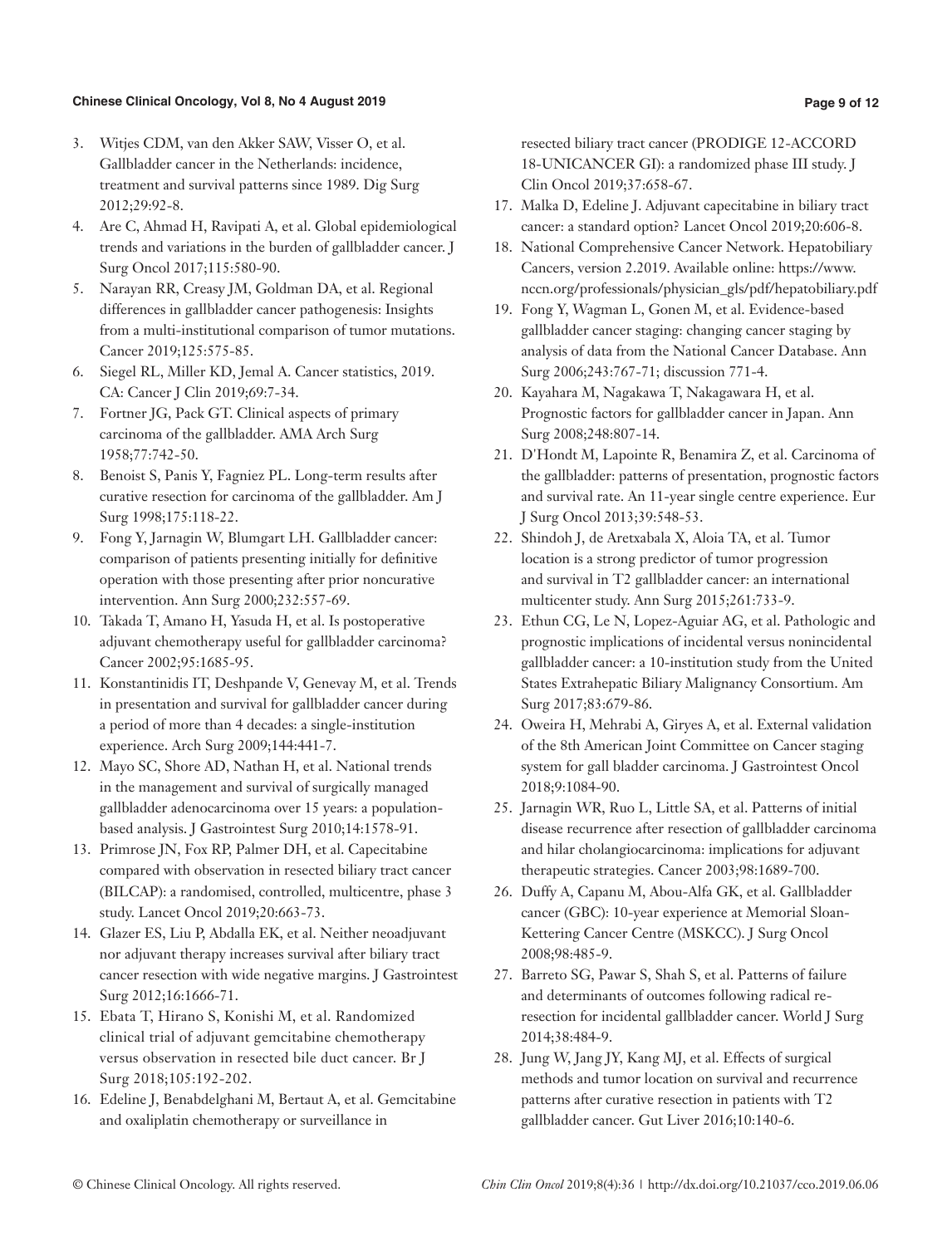3. Witjes CDM, van den Akker SAW, Visser O, et al. Gallbladder cancer in the Netherlands: incidence, treatment and survival patterns since 1989. Dig Surg 2012;29:92-8.
4. Are C, Ahmad H, Ravipati A, et al. Global epidemiological trends and variations in the burden of gallbladder cancer. J Surg Oncol 2017;115:580-90.
5. Narayan RR, Creasy JM, Goldman DA, et al. Regional differences in gallbladder cancer pathogenesis: Insights from a multi-institutional comparison of tumor mutations. Cancer 2019;125:575-85.
6. Siegel RL, Miller KD, Jemal A. Cancer statistics, 2019. CA: Cancer J Clin 2019;69:7-34.
7. Fortner JG, Pack GT. Clinical aspects of primary carcinoma of the gallbladder. AMA Arch Surg 1958;77:742-50.
8. Benoist S, Panis Y, Fagniez PL. Long-term results after curative resection for carcinoma of the gallbladder. Am J Surg 1998;175:118-22.
9. Fong Y, Jarnagin W, Blumgart LH. Gallbladder cancer: comparison of patients presenting initially for definitive operation with those presenting after prior noncurative intervention. Ann Surg 2000;232:557-69.
10. Takada T, Amano H, Yasuda H, et al. Is postoperative adjuvant chemotherapy useful for gallbladder carcinoma? Cancer 2002;95:1685-95.
11. Konstantinidis IT, Deshpande V, Genevay M, et al. Trends in presentation and survival for gallbladder cancer during a period of more than 4 decades: a single-institution experience. Arch Surg 2009;144:441-7.
12. Mayo SC, Shore AD, Nathan H, et al. National trends in the management and survival of surgically managed gallbladder adenocarcinoma over 15 years: a population-based analysis. J Gastrointest Surg 2010;14:1578-91.
13. Primrose JN, Fox RP, Palmer DH, et al. Capecitabine compared with observation in resected biliary tract cancer (BILCAP): a randomised, controlled, multicentre, phase 3 study. Lancet Oncol 2019;20:663-73.
14. Glazer ES, Liu P, Abdalla EK, et al. Neither neoadjuvant nor adjuvant therapy increases survival after biliary tract cancer resection with wide negative margins. J Gastrointest Surg 2012;16:1666-71.
15. Ebata T, Hirano S, Konishi M, et al. Randomized clinical trial of adjuvant gemcitabine chemotherapy versus observation in resected bile duct cancer. Br J Surg 2018;105:192-202.
16. Edeline J, Benabdelghani M, Bertaut A, et al. Gemcitabine and oxaliplatin chemotherapy or surveillance in resected biliary tract cancer (PRODIGE 12-ACCORD 18-UNICANCER GI): a randomized phase III study. J Clin Oncol 2019;37:658-67.
17. Malka D, Edeline J. Adjuvant capecitabine in biliary tract cancer: a standard option? Lancet Oncol 2019;20:606-8.
18. National Comprehensive Cancer Network. Hepatobiliary Cancers, version 2.2019. Available online: https://www.nccn.org/professionals/physician_gls/pdf/hepatobiliary.pdf
19. Fong Y, Wagman L, Gonen M, et al. Evidence-based gallbladder cancer staging: changing cancer staging by analysis of data from the National Cancer Database. Ann Surg 2006;243:767-71; discussion 771-4.
20. Kayahara M, Nagakawa T, Nakagawara H, et al. Prognostic factors for gallbladder cancer in Japan. Ann Surg 2008;248:807-14.
21. D'Hondt M, Lapointe R, Benamira Z, et al. Carcinoma of the gallbladder: patterns of presentation, prognostic factors and survival rate. An 11-year single centre experience. Eur J Surg Oncol 2013;39:548-53.
22. Shindoh J, de Aretxabala X, Aloia TA, et al. Tumor location is a strong predictor of tumor progression and survival in T2 gallbladder cancer: an international multicenter study. Ann Surg 2015;261:733-9.
23. Ethun CG, Le N, Lopez-Aguiar AG, et al. Pathologic and prognostic implications of incidental versus nonincidental gallbladder cancer: a 10-institution study from the United States Extrahepatic Biliary Malignancy Consortium. Am Surg 2017;83:679-86.
24. Oweira H, Mehrabi A, Giryes A, et al. External validation of the 8th American Joint Committee on Cancer staging system for gall bladder carcinoma. J Gastrointest Oncol 2018;9:1084-90.
25. Jarnagin WR, Ruo L, Little SA, et al. Patterns of initial disease recurrence after resection of gallbladder carcinoma and hilar cholangiocarcinoma: implications for adjuvant therapeutic strategies. Cancer 2003;98:1689-700.
26. Duffy A, Capanu M, Abou-Alfa GK, et al. Gallbladder cancer (GBC): 10-year experience at Memorial Sloan-Kettering Cancer Centre (MSKCC). J Surg Oncol 2008;98:485-9.
27. Barreto SG, Pawar S, Shah S, et al. Patterns of failure and determinants of outcomes following radical re-resection for incidental gallbladder cancer. World J Surg 2014;38:484-9.
28. Jung W, Jang JY, Kang MJ, et al. Effects of surgical methods and tumor location on survival and recurrence patterns after curative resection in patients with T2 gallbladder cancer. Gut Liver 2016;10:140-6.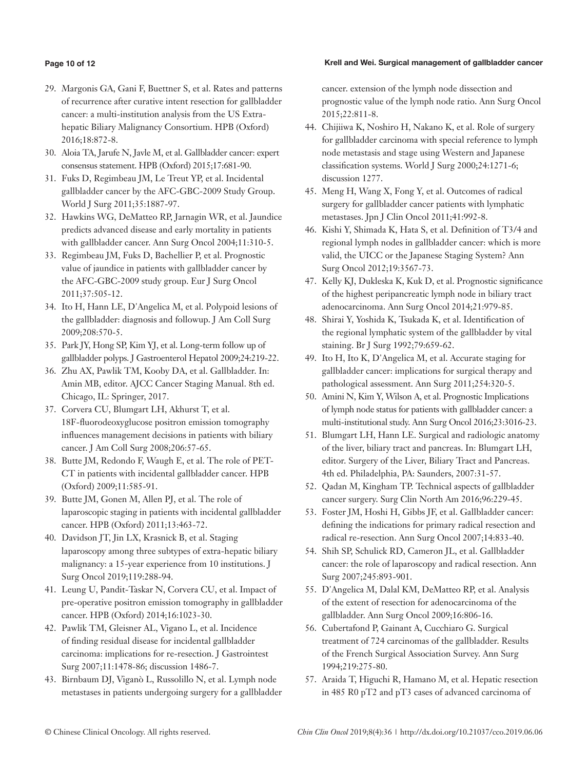29. Margonis GA, Gani F, Buettner S, et al. Rates and patterns of recurrence after curative intent resection for gallbladder cancer: a multi-institution analysis from the US Extra-hepatic Biliary Malignancy Consortium. HPB (Oxford) 2016;18:872-8.
30. Aloia TA, Jarufe N, Javle M, et al. Gallbladder cancer: expert consensus statement. HPB (Oxford) 2015;17:681-90.
31. Fuks D, Regimbeau JM, Le Treut YP, et al. Incidental gallbladder cancer by the AFC-GBC-2009 Study Group. World J Surg 2011;35:1887-97.
32. Hawkins WG, DeMatteo RP, Jarnagin WR, et al. Jaundice predicts advanced disease and early mortality in patients with gallbladder cancer. Ann Surg Oncol 2004;11:310-5.
33. Regimbeau JM, Fuks D, Bachellier P, et al. Prognostic value of jaundice in patients with gallbladder cancer by the AFC-GBC-2009 study group. Eur J Surg Oncol 2011;37:505-12.
34. Ito H, Hann LE, D'Angelica M, et al. Polypoid lesions of the gallbladder: diagnosis and followup. J Am Coll Surg 2009;208:570-5.
35. Park JY, Hong SP, Kim YJ, et al. Long-term follow up of gallbladder polyps. J Gastroenterol Hepatol 2009;24:219-22.
36. Zhu AX, Pawlik TM, Kooby DA, et al. Gallbladder. In: Amin MB, editor. AJCC Cancer Staging Manual. 8th ed. Chicago, IL: Springer, 2017.
37. Corvera CU, Blumgart LH, Akhurst T, et al. 18F-fluorodeoxyglucose positron emission tomography influences management decisions in patients with biliary cancer. J Am Coll Surg 2008;206:57-65.
38. Butte JM, Redondo F, Waugh E, et al. The role of PET-CT in patients with incidental gallbladder cancer. HPB (Oxford) 2009;11:585-91.
39. Butte JM, Gonen M, Allen PJ, et al. The role of laparoscopic staging in patients with incidental gallbladder cancer. HPB (Oxford) 2011;13:463-72.
40. Davidson JT, Jin LX, Krasnick B, et al. Staging laparoscopy among three subtypes of extra-hepatic biliary malignancy: a 15-year experience from 10 institutions. J Surg Oncol 2019;119:288-94.
41. Leung U, Pandit-Taskar N, Corvera CU, et al. Impact of pre-operative positron emission tomography in gallbladder cancer. HPB (Oxford) 2014;16:1023-30.
42. Pawlik TM, Gleisner AL, Vigano L, et al. Incidence of finding residual disease for incidental gallbladder carcinoma: implications for re-resection. J Gastrointest Surg 2007;11:1478-86; discussion 1486-7.
43. Birnbaum DJ, Viganò L, Russolillo N, et al. Lymph node metastases in patients undergoing surgery for a gallbladder cancer. extension of the lymph node dissection and prognostic value of the lymph node ratio. Ann Surg Oncol 2015;22:811-8.
44. Chijiiwa K, Noshiro H, Nakano K, et al. Role of surgery for gallbladder carcinoma with special reference to lymph node metastasis and stage using Western and Japanese classification systems. World J Surg 2000;24:1271-6; discussion 1277.
45. Meng H, Wang X, Fong Y, et al. Outcomes of radical surgery for gallbladder cancer patients with lymphatic metastases. Jpn J Clin Oncol 2011;41:992-8.
46. Kishi Y, Shimada K, Hata S, et al. Definition of T3/4 and regional lymph nodes in gallbladder cancer: which is more valid, the UICC or the Japanese Staging System? Ann Surg Oncol 2012;19:3567-73.
47. Kelly KJ, Dukleska K, Kuk D, et al. Prognostic significance of the highest peripancreatic lymph node in biliary tract adenocarcinoma. Ann Surg Oncol 2014;21:979-85.
48. Shirai Y, Yoshida K, Tsukada K, et al. Identification of the regional lymphatic system of the gallbladder by vital staining. Br J Surg 1992;79:659-62.
49. Ito H, Ito K, D'Angelica M, et al. Accurate staging for gallbladder cancer: implications for surgical therapy and pathological assessment. Ann Surg 2011;254:320-5.
50. Amini N, Kim Y, Wilson A, et al. Prognostic Implications of lymph node status for patients with gallbladder cancer: a multi-institutional study. Ann Surg Oncol 2016;23:3016-23.
51. Blumgart LH, Hann LE. Surgical and radiologic anatomy of the liver, biliary tract and pancreas. In: Blumgart LH, editor. Surgery of the Liver, Biliary Tract and Pancreas. 4th ed. Philadelphia, PA: Saunders, 2007:31-57.
52. Qadan M, Kingham TP. Technical aspects of gallbladder cancer surgery. Surg Clin North Am 2016;96:229-45.
53. Foster JM, Hoshi H, Gibbs JF, et al. Gallbladder cancer: defining the indications for primary radical resection and radical re-resection. Ann Surg Oncol 2007;14:833-40.
54. Shih SP, Schulick RD, Cameron JL, et al. Gallbladder cancer: the role of laparoscopy and radical resection. Ann Surg 2007;245:893-901.
55. D'Angelica M, Dalal KM, DeMatteo RP, et al. Analysis of the extent of resection for adenocarcinoma of the gallbladder. Ann Surg Oncol 2009;16:806-16.
56. Cubertafond P, Gainant A, Cucchiaro G. Surgical treatment of 724 carcinomas of the gallbladder. Results of the French Surgical Association Survey. Ann Surg 1994;219:275-80.
57. Araida T, Higuchi R, Hamano M, et al. Hepatic resection in 485 R0 pT2 and pT3 cases of advanced carcinoma of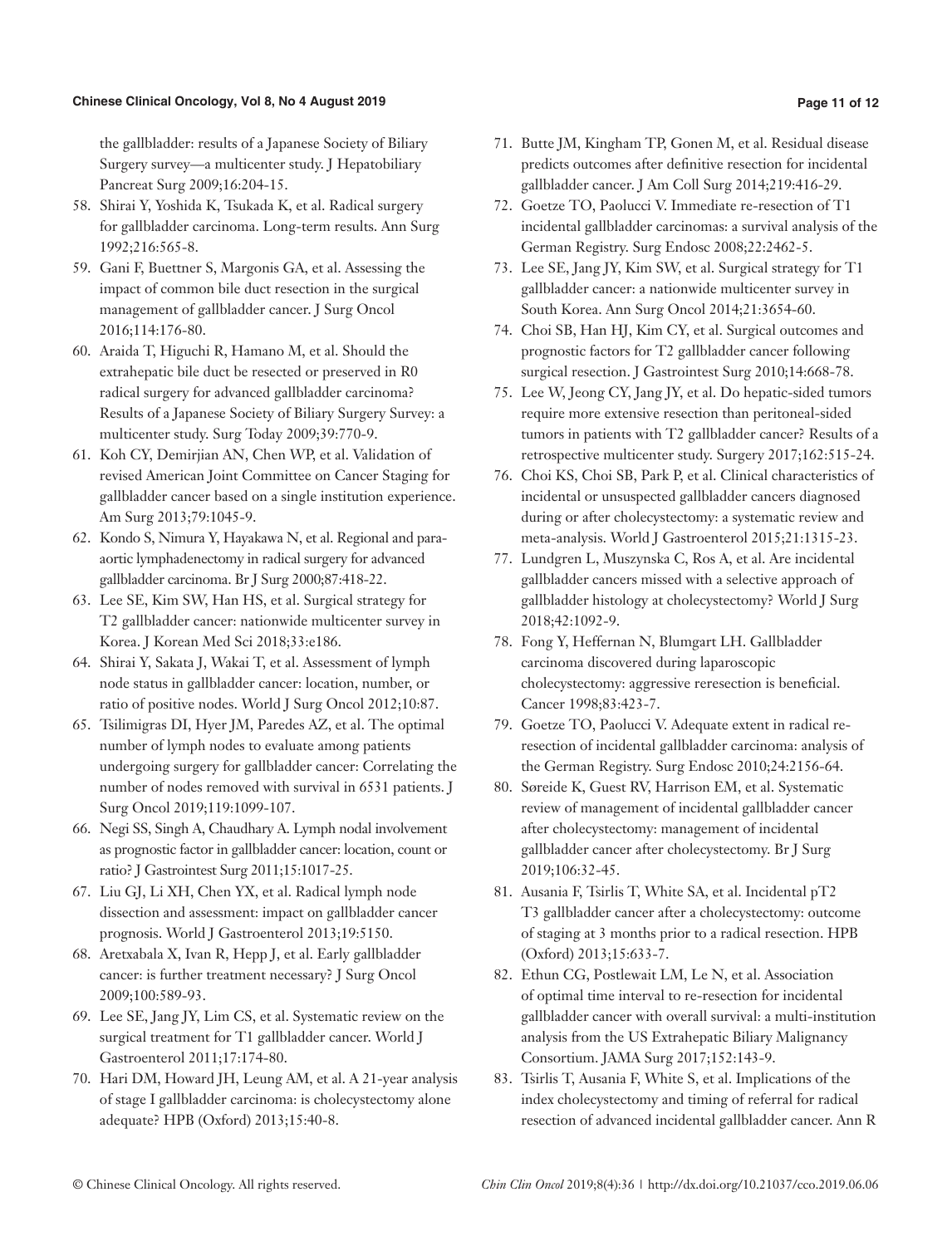the gallbladder: results of a Japanese Society of Biliary Surgery survey—a multicenter study. J Hepatobiliary Pancreat Surg 2009;16:204-15.

58. Shirai Y, Yoshida K, Tsukada K, et al. Radical surgery for gallbladder carcinoma. Long-term results. Ann Surg 1992;216:565-8.
59. Gani F, Buettner S, Margonis GA, et al. Assessing the impact of common bile duct resection in the surgical management of gallbladder cancer. J Surg Oncol 2016;114:176-80.
60. Araida T, Higuchi R, Hamano M, et al. Should the extrahepatic bile duct be resected or preserved in R0 radical surgery for advanced gallbladder carcinoma? Results of a Japanese Society of Biliary Surgery Survey: a multicenter study. Surg Today 2009;39:770-9.
61. Koh CY, Demirjian AN, Chen WP, et al. Validation of revised American Joint Committee on Cancer Staging for gallbladder cancer based on a single institution experience. Am Surg 2013;79:1045-9.
62. Kondo S, Nimura Y, Hayakawa N, et al. Regional and para-aortic lymphadenectomy in radical surgery for advanced gallbladder carcinoma. Br J Surg 2000;87:418-22.
63. Lee SE, Kim SW, Han HS, et al. Surgical strategy for T2 gallbladder cancer: nationwide multicenter survey in Korea. J Korean Med Sci 2018;33:e186.
64. Shirai Y, Sakata J, Wakai T, et al. Assessment of lymph node status in gallbladder cancer: location, number, or ratio of positive nodes. World J Surg Oncol 2012;10:87.
65. Tsilimigras DI, Hyer JM, Paredes AZ, et al. The optimal number of lymph nodes to evaluate among patients undergoing surgery for gallbladder cancer: Correlating the number of nodes removed with survival in 6531 patients. J Surg Oncol 2019;119:1099-107.
66. Negi SS, Singh A, Chaudhary A. Lymph nodal involvement as prognostic factor in gallbladder cancer: location, count or ratio? J Gastrointest Surg 2011;15:1017-25.
67. Liu GJ, Li XH, Chen YX, et al. Radical lymph node dissection and assessment: impact on gallbladder cancer prognosis. World J Gastroenterol 2013;19:5150.
68. Aretxabala X, Ivan R, Hepp J, et al. Early gallbladder cancer: is further treatment necessary? J Surg Oncol 2009;100:589-93.
69. Lee SE, Jang JY, Lim CS, et al. Systematic review on the surgical treatment for T1 gallbladder cancer. World J Gastroenterol 2011;17:174-80.
70. Hari DM, Howard JH, Leung AM, et al. A 21-year analysis of stage I gallbladder carcinoma: is cholecystectomy alone adequate? HPB (Oxford) 2013;15:40-8.
71. Butte JM, Kingham TP, Gonen M, et al. Residual disease predicts outcomes after definitive resection for incidental gallbladder cancer. J Am Coll Surg 2014;219:416-29.
72. Goetze TO, Paolucci V. Immediate re-resection of T1 incidental gallbladder carcinomas: a survival analysis of the German Registry. Surg Endosc 2008;22:2462-5.
73. Lee SE, Jang JY, Kim SW, et al. Surgical strategy for T1 gallbladder cancer: a nationwide multicenter survey in South Korea. Ann Surg Oncol 2014;21:3654-60.
74. Choi SB, Han HJ, Kim CY, et al. Surgical outcomes and prognostic factors for T2 gallbladder cancer following surgical resection. J Gastrointest Surg 2010;14:668-78.
75. Lee W, Jeong CY, Jang JY, et al. Do hepatic-sided tumors require more extensive resection than peritoneal-sided tumors in patients with T2 gallbladder cancer? Results of a retrospective multicenter study. Surgery 2017;162:515-24.
76. Choi KS, Choi SB, Park P, et al. Clinical characteristics of incidental or unsuspected gallbladder cancers diagnosed during or after cholecystectomy: a systematic review and meta-analysis. World J Gastroenterol 2015;21:1315-23.
77. Lundgren L, Muszynska C, Ros A, et al. Are incidental gallbladder cancers missed with a selective approach of gallbladder histology at cholecystectomy? World J Surg 2018;42:1092-9.
78. Fong Y, Heffernan N, Blumgart LH. Gallbladder carcinoma discovered during laparoscopic cholecystectomy: aggressive reresection is beneficial. Cancer 1998;83:423-7.
79. Goetze TO, Paolucci V. Adequate extent in radical re-resection of incidental gallbladder carcinoma: analysis of the German Registry. Surg Endosc 2010;24:2156-64.
80. Søreide K, Guest RV, Harrison EM, et al. Systematic review of management of incidental gallbladder cancer after cholecystectomy: management of incidental gallbladder cancer after cholecystectomy. Br J Surg 2019;106:32-45.
81. Ausania F, Tsirlis T, White SA, et al. Incidental pT2 T3 gallbladder cancer after a cholecystectomy: outcome of staging at 3 months prior to a radical resection. HPB (Oxford) 2013;15:633-7.
82. Ethun CG, Postlewait LM, Le N, et al. Association of optimal time interval to re-resection for incidental gallbladder cancer with overall survival: a multi-institution analysis from the US Extrahepatic Biliary Malignancy Consortium. JAMA Surg 2017;152:143-9.
83. Tsirlis T, Ausania F, White S, et al. Implications of the index cholecystectomy and timing of referral for radical resection of advanced incidental gallbladder cancer. Ann R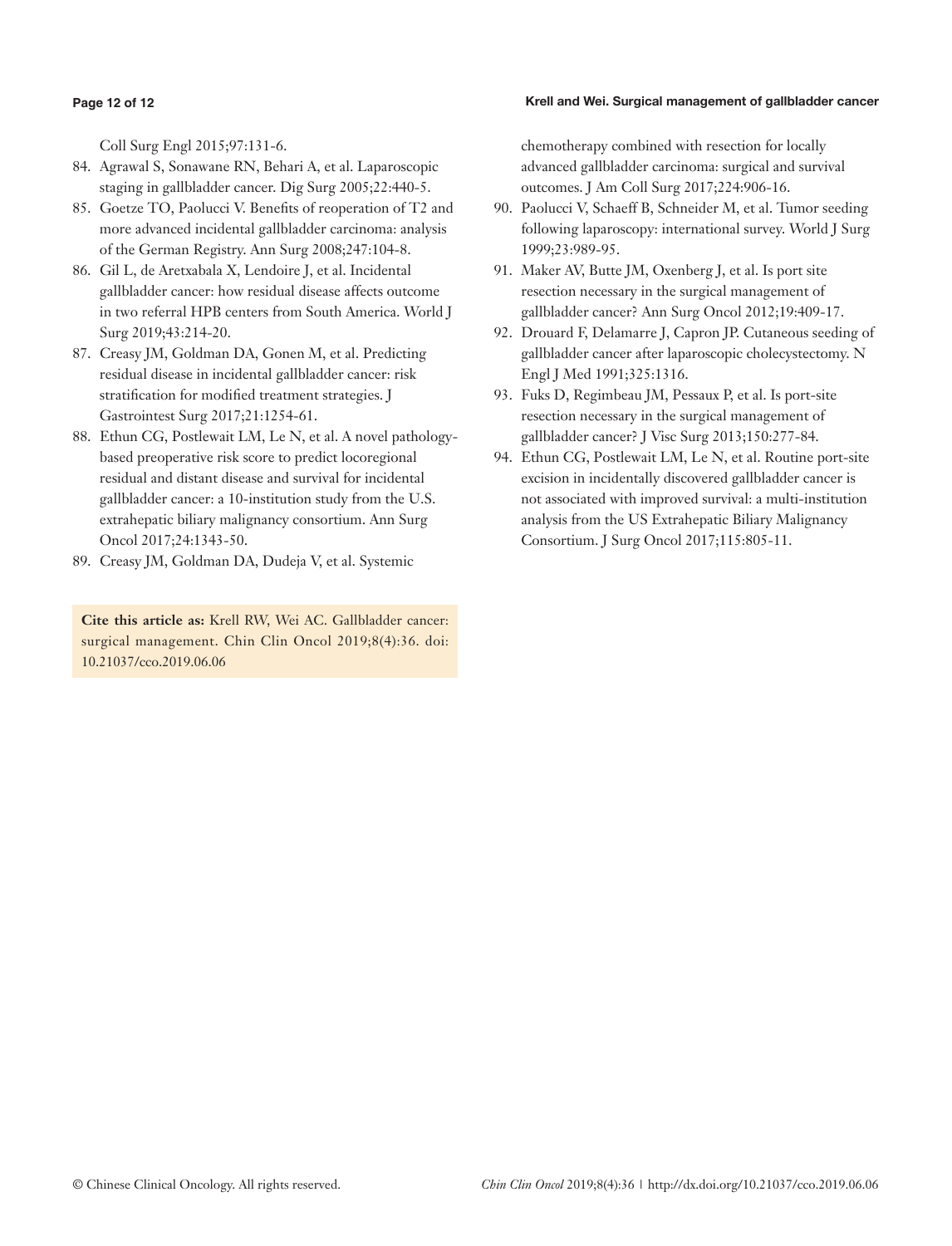Coll Surg Engl 2015;97:131-6.

84. Agrawal S, Sonawane RN, Behari A, et al. Laparoscopic staging in gallbladder cancer. Dig Surg 2005;22:440-5.
85. Goetze TO, Paolucci V. Benefits of reoperation of T2 and more advanced incidental gallbladder carcinoma: analysis of the German Registry. Ann Surg 2008;247:104-8.
86. Gil L, de Aretxabala X, Lendoire J, et al. Incidental gallbladder cancer: how residual disease affects outcome in two referral HPB centers from South America. World J Surg 2019;43:214-20.
87. Creasy JM, Goldman DA, Gonen M, et al. Predicting residual disease in incidental gallbladder cancer: risk stratification for modified treatment strategies. J Gastrointest Surg 2017;21:1254-61.
88. Ethun CG, Postlewait LM, Le N, et al. A novel pathology-based preoperative risk score to predict locoregional residual and distant disease and survival for incidental gallbladder cancer: a 10-institution study from the U.S. extrahepatic biliary malignancy consortium. Ann Surg Oncol 2017;24:1343-50.
89. Creasy JM, Goldman DA, Dudeja V, et al. Systemic chemotherapy combined with resection for locally advanced gallbladder carcinoma: surgical and survival outcomes. J Am Coll Surg 2017;224:906-16.
90. Paolucci V, Schaeff B, Schneider M, et al. Tumor seeding following laparoscopy: international survey. World J Surg 1999;23:989-95.
91. Maker AV, Butte JM, Oxenberg J, et al. Is port site resection necessary in the surgical management of gallbladder cancer? Ann Surg Oncol 2012;19:409-17.
92. Drouard F, Delamarre J, Capron JP. Cutaneous seeding of gallbladder cancer after laparoscopic cholecystectomy. N Engl J Med 1991;325:1316.
93. Fuks D, Regimbeau JM, Pessaux P, et al. Is port-site resection necessary in the surgical management of gallbladder cancer? J Visc Surg 2013;150:277-84.
94. Ethun CG, Postlewait LM, Le N, et al. Routine port-site excision in incidentally discovered gallbladder cancer is not associated with improved survival: a multi-institution analysis from the US Extrahepatic Biliary Malignancy Consortium. J Surg Oncol 2017;115:805-11.

**Cite this article as:** Krell RW, Wei AC. Gallbladder cancer: surgical management. Chin Clin Oncol 2019;8(4):36. doi: 10.21037/cco.2019.06.06